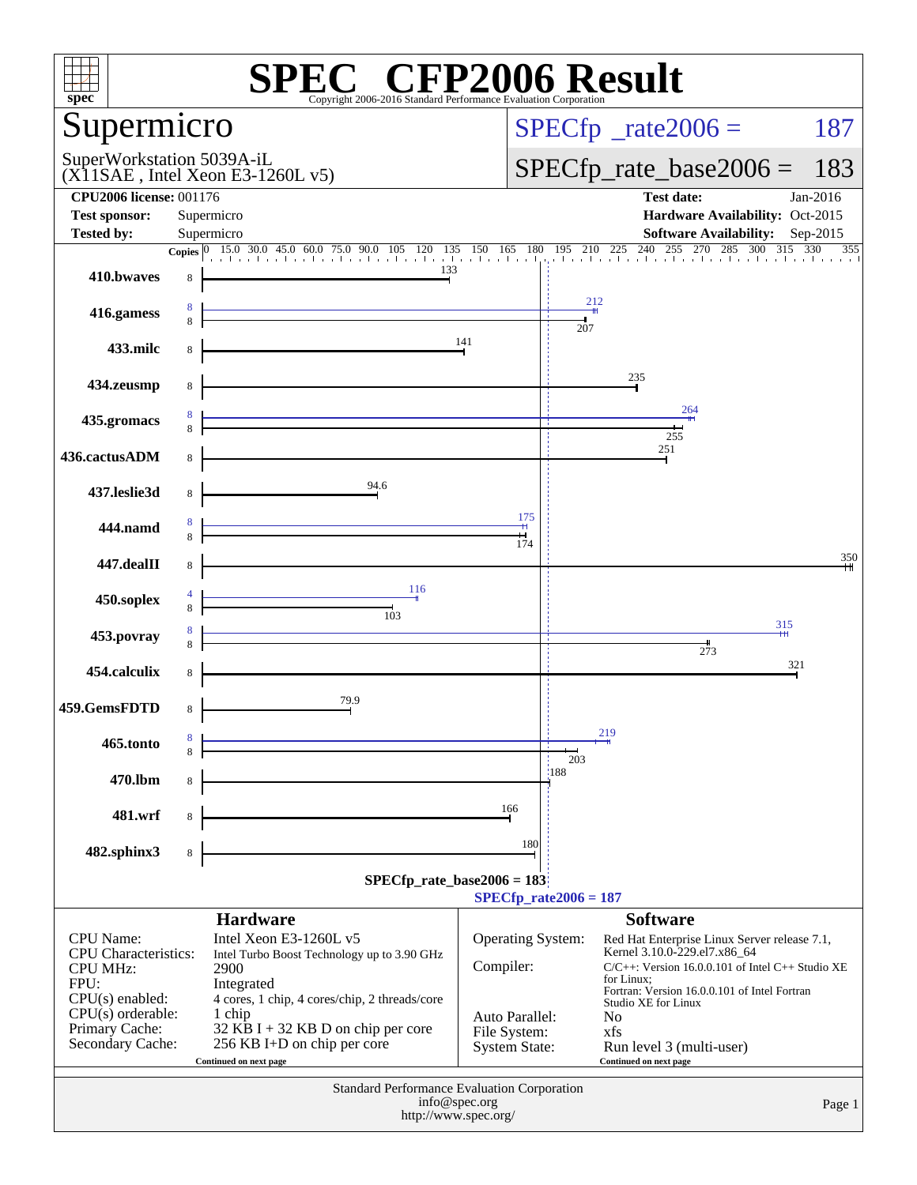# SPEC® CFP2006 Result

Copyright 2006-2016 Standard Performance Evaluation Corporation

## Supermicro

SuperWorkstation 5039A-iL
(X11SAE , Intel Xeon E3-1260L v5)

SPECfp_rate2006 = 187

SPECfp_rate_base2006 = 183

| | | | |
|---|---|---|---|
| **CPU2006 license:** | 001176 | **Test date:** | Jan-2016 |
| **Test sponsor:** | Supermicro | **Hardware Availability:** | Oct-2015 |
| **Tested by:** | Supermicro | **Software Availability:** | Sep-2015 |

| Benchmark | Copies (peak) | Peak | Copies (base) | Base |
|---|---|---|---|---|
| 410.bwaves | | | 8 | 133 |
| 416.gamess | 8 | 212 | 8 | 207 |
| 433.milc | | | 8 | 141 |
| 434.zeusmp | | | 8 | 235 |
| 435.gromacs | 8 | 264 | 8 | 255 |
| 436.cactusADM | | | 8 | 251 |
| 437.leslie3d | | | 8 | 94.6 |
| 444.namd | 8 | 175 | 8 | 174 |
| 447.dealII | | | 8 | 350 |
| 450.soplex | 4 | 116 | 8 | 103 |
| 453.povray | 8 | 315 | 8 | 273 |
| 454.calculix | | | 8 | 321 |
| 459.GemsFDTD | | | 8 | 79.9 |
| 465.tonto | 8 | 219 | 8 | 203 |
| 470.lbm | | | 8 | 188 |
| 481.wrf | | | 8 | 166 |
| 482.sphinx3 | | | 8 | 180 |

SPECfp_rate_base2006 = 183

SPECfp_rate2006 = 187

### Hardware

| | |
|---|---|
| CPU Name: | Intel Xeon E3-1260L v5 |
| CPU Characteristics: | Intel Turbo Boost Technology up to 3.90 GHz |
| CPU MHz: | 2900 |
| FPU: | Integrated |
| CPU(s) enabled: | 4 cores, 1 chip, 4 cores/chip, 2 threads/core |
| CPU(s) orderable: | 1 chip |
| Primary Cache: | 32 KB I + 32 KB D on chip per core |
| Secondary Cache: | 256 KB I+D on chip per core |

Continued on next page

### Software

| | |
|---|---|
| Operating System: | Red Hat Enterprise Linux Server release 7.1, Kernel 3.10.0-229.el7.x86_64 |
| Compiler: | C/C++: Version 16.0.0.101 of Intel C++ Studio XE for Linux; Fortran: Version 16.0.0.101 of Intel Fortran Studio XE for Linux |
| Auto Parallel: | No |
| File System: | xfs |
| System State: | Run level 3 (multi-user) |

Continued on next page

Standard Performance Evaluation Corporation
info@spec.org
http://www.spec.org/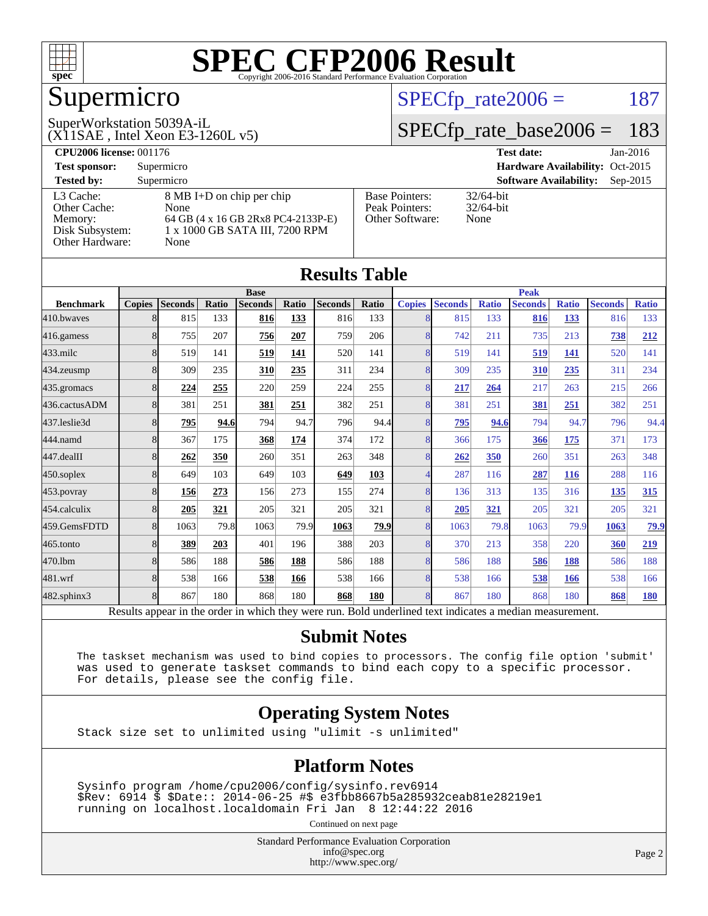# SPEC CFP2006 Result

Copyright 2006-2016 Standard Performance Evaluation Corporation

## Supermicro

SuperWorkstation 5039A-iL
(X11SAE , Intel Xeon E3-1260L v5)

SPECfp_rate2006 = 187

SPECfp_rate_base2006 = 183

| | | | |
|---|---|---|---|
| **CPU2006 license:** 001176 | | **Test date:** | Jan-2016 |
| **Test sponsor:** | Supermicro | **Hardware Availability:** | Oct-2015 |
| **Tested by:** | Supermicro | **Software Availability:** | Sep-2015 |

| | | | |
|---|---|---|---|
| L3 Cache: | 8 MB I+D on chip per chip | Base Pointers: | 32/64-bit |
| Other Cache: | None | Peak Pointers: | 32/64-bit |
| Memory: | 64 GB (4 x 16 GB 2Rx8 PC4-2133P-E) | Other Software: | None |
| Disk Subsystem: | 1 x 1000 GB SATA III, 7200 RPM | | |
| Other Hardware: | None | | |

## Results Table

| Benchmark | Base | | | | | | | Peak | | | | | | |
|---|---|---|---|---|---|---|---|---|---|---|---|---|---|---|
| | Copies | Seconds | Ratio | Seconds | Ratio | Seconds | Ratio | Copies | Seconds | Ratio | Seconds | Ratio | Seconds | Ratio |
| 410.bwaves | 8 | 815 | 133 | **816** | **133** | 816 | 133 | 8 | 815 | 133 | **816** | **133** | 816 | 133 |
| 416.gamess | 8 | 755 | 207 | **756** | **207** | 759 | 206 | 8 | 742 | 211 | 735 | 213 | **738** | **212** |
| 433.milc | 8 | 519 | 141 | **519** | **141** | 520 | 141 | 8 | 519 | 141 | **519** | **141** | 520 | 141 |
| 434.zeusmp | 8 | 309 | 235 | **310** | **235** | 311 | 234 | 8 | 309 | 235 | **310** | **235** | 311 | 234 |
| 435.gromacs | 8 | **224** | **255** | 220 | 259 | 224 | 255 | 8 | **217** | **264** | 217 | 263 | 215 | 266 |
| 436.cactusADM | 8 | 381 | 251 | **381** | **251** | 382 | 251 | 8 | 381 | 251 | **381** | **251** | 382 | 251 |
| 437.leslie3d | 8 | **795** | **94.6** | 794 | 94.7 | 796 | 94.4 | 8 | **795** | **94.6** | 794 | 94.7 | 796 | 94.4 |
| 444.namd | 8 | 367 | 175 | **368** | **174** | 374 | 172 | 8 | 366 | 175 | **366** | **175** | 371 | 173 |
| 447.dealII | 8 | **262** | **350** | 260 | 351 | 263 | 348 | 8 | **262** | **350** | 260 | 351 | 263 | 348 |
| 450.soplex | 8 | 649 | 103 | 649 | 103 | **649** | **103** | 4 | 287 | 116 | **287** | **116** | 288 | 116 |
| 453.povray | 8 | **156** | **273** | 156 | 273 | 155 | 274 | 8 | 136 | 313 | 135 | 316 | **135** | **315** |
| 454.calculix | 8 | **205** | **321** | 205 | 321 | 205 | 321 | 8 | **205** | **321** | 205 | 321 | 205 | 321 |
| 459.GemsFDTD | 8 | 1063 | 79.8 | 1063 | 79.9 | **1063** | **79.9** | 8 | 1063 | 79.8 | 1063 | 79.9 | **1063** | **79.9** |
| 465.tonto | 8 | **389** | **203** | 401 | 196 | 388 | 203 | 8 | 370 | 213 | 358 | 220 | **360** | **219** |
| 470.lbm | 8 | 586 | 188 | **586** | **188** | 586 | 188 | 8 | 586 | 188 | **586** | **188** | 586 | 188 |
| 481.wrf | 8 | 538 | 166 | **538** | **166** | 538 | 166 | 8 | 538 | 166 | **538** | **166** | 538 | 166 |
| 482.sphinx3 | 8 | 867 | 180 | 868 | 180 | **868** | **180** | 8 | 867 | 180 | 868 | 180 | **868** | **180** |

Results appear in the order in which they were run. Bold underlined text indicates a median measurement.

## Submit Notes

```
The taskset mechanism was used to bind copies to processors. The config file option 'submit'
was used to generate taskset commands to bind each copy to a specific processor.
For details, please see the config file.
```

## Operating System Notes

```
Stack size set to unlimited using "ulimit -s unlimited"
```

## Platform Notes

```
Sysinfo program /home/cpu2006/config/sysinfo.rev6914
$Rev: 6914 $ $Date:: 2014-06-25 #$ e3fbb8667b5a285932ceab81e28219e1
running on localhost.localdomain Fri Jan  8 12:44:22 2016
```

Continued on next page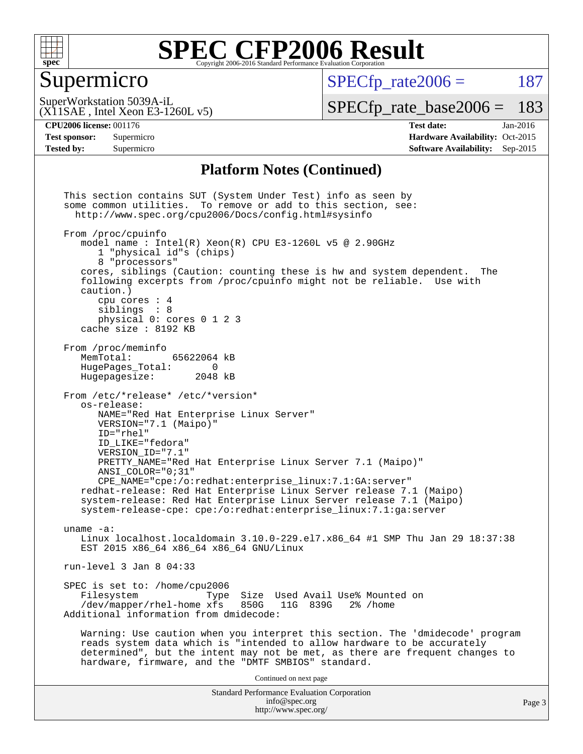# SPEC CFP2006 Result

Copyright 2006-2016 Standard Performance Evaluation Corporation

## Supermicro

SuperWorkstation 5039A-iL
(X11SAE , Intel Xeon E3-1260L v5)

SPECfp_rate2006 = 187

SPECfp_rate_base2006 = 183

**CPU2006 license:** 001176
**Test sponsor:** Supermicro
**Tested by:** Supermicro

**Test date:** Jan-2016
**Hardware Availability:** Oct-2015
**Software Availability:** Sep-2015

### Platform Notes (Continued)

```
This section contains SUT (System Under Test) info as seen by
some common utilities.  To remove or add to this section, see:
  http://www.spec.org/cpu2006/Docs/config.html#sysinfo

From /proc/cpuinfo
   model name : Intel(R) Xeon(R) CPU E3-1260L v5 @ 2.90GHz
      1 "physical id"s (chips)
      8 "processors"
   cores, siblings (Caution: counting these is hw and system dependent.  The
   following excerpts from /proc/cpuinfo might not be reliable.  Use with
   caution.)
      cpu cores : 4
      siblings  : 8
      physical 0: cores 0 1 2 3
   cache size : 8192 KB

From /proc/meminfo
   MemTotal:       65622064 kB
   HugePages_Total:       0
   Hugepagesize:       2048 kB

From /etc/*release* /etc/*version*
   os-release:
      NAME="Red Hat Enterprise Linux Server"
      VERSION="7.1 (Maipo)"
      ID="rhel"
      ID_LIKE="fedora"
      VERSION_ID="7.1"
      PRETTY_NAME="Red Hat Enterprise Linux Server 7.1 (Maipo)"
      ANSI_COLOR="0;31"
      CPE_NAME="cpe:/o:redhat:enterprise_linux:7.1:GA:server"
   redhat-release: Red Hat Enterprise Linux Server release 7.1 (Maipo)
   system-release: Red Hat Enterprise Linux Server release 7.1 (Maipo)
   system-release-cpe: cpe:/o:redhat:enterprise_linux:7.1:ga:server

uname -a:
   Linux localhost.localdomain 3.10.0-229.el7.x86_64 #1 SMP Thu Jan 29 18:37:38
   EST 2015 x86_64 x86_64 x86_64 GNU/Linux

run-level 3 Jan 8 04:33

SPEC is set to: /home/cpu2006
   Filesystem            Type  Size  Used Avail Use% Mounted on
   /dev/mapper/rhel-home xfs   850G   11G  839G   2% /home
Additional information from dmidecode:

   Warning: Use caution when you interpret this section. The 'dmidecode' program
   reads system data which is "intended to allow hardware to be accurately
   determined", but the intent may not be met, as there are frequent changes to
   hardware, firmware, and the "DMTF SMBIOS" standard.
```

Continued on next page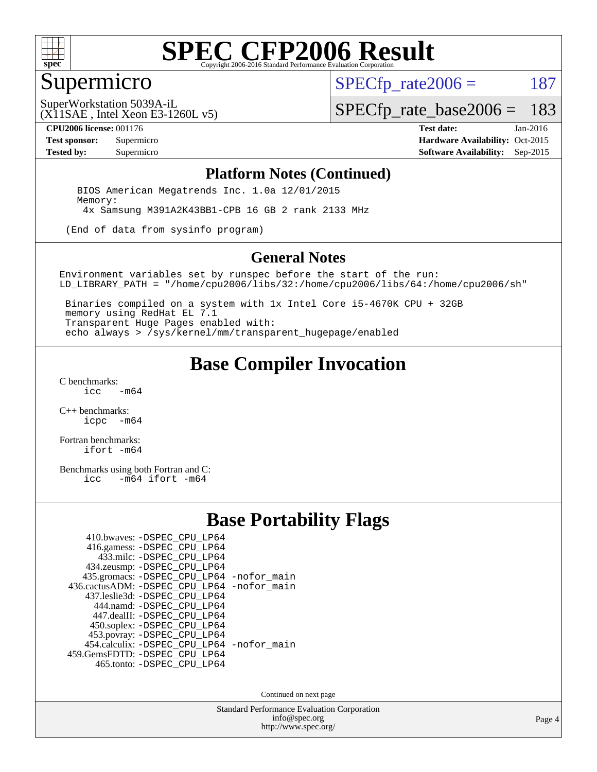# SPEC CFP2006 Result

Copyright 2006-2016 Standard Performance Evaluation Corporation

## Supermicro

SuperWorkstation 5039A-iL
(X11SAE , Intel Xeon E3-1260L v5)

SPECfp_rate2006 = 187

SPECfp_rate_base2006 = 183

**CPU2006 license:** 001176
**Test sponsor:** Supermicro
**Tested by:** Supermicro

**Test date:** Jan-2016
**Hardware Availability:** Oct-2015
**Software Availability:** Sep-2015

## Platform Notes (Continued)

```
  BIOS American Megatrends Inc. 1.0a 12/01/2015
  Memory:
   4x Samsung M391A2K43BB1-CPB 16 GB 2 rank 2133 MHz

 (End of data from sysinfo program)
```

## General Notes

```
Environment variables set by runspec before the start of the run:
LD_LIBRARY_PATH = "/home/cpu2006/libs/32:/home/cpu2006/libs/64:/home/cpu2006/sh"

 Binaries compiled on a system with 1x Intel Core i5-4670K CPU + 32GB
 memory using RedHat EL 7.1
 Transparent Huge Pages enabled with:
 echo always > /sys/kernel/mm/transparent_hugepage/enabled
```

## Base Compiler Invocation

C benchmarks:
 icc -m64

C++ benchmarks:
 icpc -m64

Fortran benchmarks:
 ifort -m64

Benchmarks using both Fortran and C:
 icc -m64 ifort -m64

## Base Portability Flags

410.bwaves: -DSPEC_CPU_LP64
416.gamess: -DSPEC_CPU_LP64
433.milc: -DSPEC_CPU_LP64
434.zeusmp: -DSPEC_CPU_LP64
435.gromacs: -DSPEC_CPU_LP64 -nofor_main
436.cactusADM: -DSPEC_CPU_LP64 -nofor_main
437.leslie3d: -DSPEC_CPU_LP64
444.namd: -DSPEC_CPU_LP64
447.dealII: -DSPEC_CPU_LP64
450.soplex: -DSPEC_CPU_LP64
453.povray: -DSPEC_CPU_LP64
454.calculix: -DSPEC_CPU_LP64 -nofor_main
459.GemsFDTD: -DSPEC_CPU_LP64
465.tonto: -DSPEC_CPU_LP64

Continued on next page

Standard Performance Evaluation Corporation
info@spec.org
http://www.spec.org/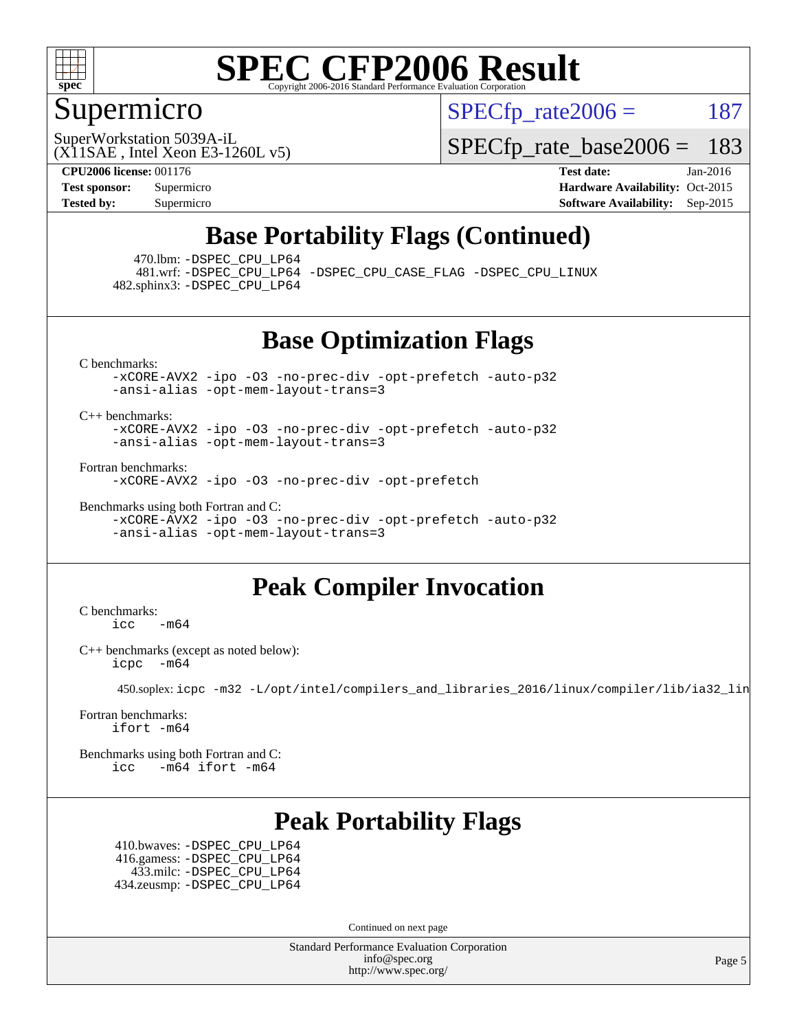# SPEC CFP2006 Result

Copyright 2006-2016 Standard Performance Evaluation Corporation

## Supermicro

SuperWorkstation 5039A-iL
(X11SAE , Intel Xeon E3-1260L v5)

SPECfp_rate2006 = 187

SPECfp_rate_base2006 = 183

**CPU2006 license:** 001176
**Test sponsor:** Supermicro
**Tested by:** Supermicro

**Test date:** Jan-2016
**Hardware Availability:** Oct-2015
**Software Availability:** Sep-2015

## Base Portability Flags (Continued)

470.lbm: -DSPEC_CPU_LP64
481.wrf: -DSPEC_CPU_LP64 -DSPEC_CPU_CASE_FLAG -DSPEC_CPU_LINUX
482.sphinx3: -DSPEC_CPU_LP64

## Base Optimization Flags

C benchmarks:
-xCORE-AVX2 -ipo -O3 -no-prec-div -opt-prefetch -auto-p32
-ansi-alias -opt-mem-layout-trans=3

C++ benchmarks:
-xCORE-AVX2 -ipo -O3 -no-prec-div -opt-prefetch -auto-p32
-ansi-alias -opt-mem-layout-trans=3

Fortran benchmarks:
-xCORE-AVX2 -ipo -O3 -no-prec-div -opt-prefetch

Benchmarks using both Fortran and C:
-xCORE-AVX2 -ipo -O3 -no-prec-div -opt-prefetch -auto-p32
-ansi-alias -opt-mem-layout-trans=3

## Peak Compiler Invocation

C benchmarks:
icc -m64

C++ benchmarks (except as noted below):
icpc -m64

450.soplex: icpc -m32 -L/opt/intel/compilers_and_libraries_2016/linux/compiler/lib/ia32_lin

Fortran benchmarks:
ifort -m64

Benchmarks using both Fortran and C:
icc -m64 ifort -m64

## Peak Portability Flags

410.bwaves: -DSPEC_CPU_LP64
416.gamess: -DSPEC_CPU_LP64
433.milc: -DSPEC_CPU_LP64
434.zeusmp: -DSPEC_CPU_LP64

Continued on next page

Standard Performance Evaluation Corporation
info@spec.org
http://www.spec.org/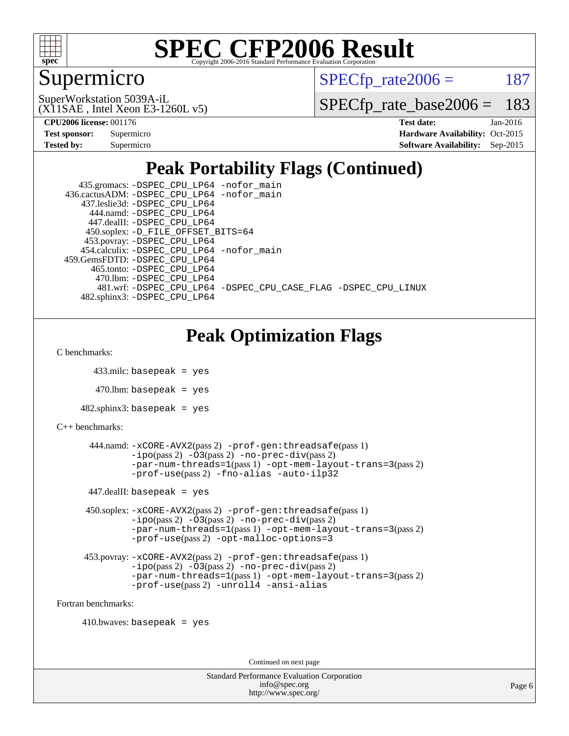# SPEC CFP2006 Result

Copyright 2006-2016 Standard Performance Evaluation Corporation

## Supermicro

SuperWorkstation 5039A-iL
(X11SAE , Intel Xeon E3-1260L v5)

SPECfp_rate2006 = 187

SPECfp_rate_base2006 = 183

| | | | |
|---|---|---|---|
| **CPU2006 license:** | 001176 | **Test date:** | Jan-2016 |
| **Test sponsor:** | Supermicro | **Hardware Availability:** | Oct-2015 |
| **Tested by:** | Supermicro | **Software Availability:** | Sep-2015 |

## Peak Portability Flags (Continued)

```
      435.gromacs: -DSPEC_CPU_LP64 -nofor_main
   436.cactusADM: -DSPEC_CPU_LP64 -nofor_main
      437.leslie3d: -DSPEC_CPU_LP64
         444.namd: -DSPEC_CPU_LP64
        447.dealII: -DSPEC_CPU_LP64
       450.soplex: -D_FILE_OFFSET_BITS=64
       453.povray: -DSPEC_CPU_LP64
      454.calculix: -DSPEC_CPU_LP64 -nofor_main
   459.GemsFDTD: -DSPEC_CPU_LP64
         465.tonto: -DSPEC_CPU_LP64
           470.lbm: -DSPEC_CPU_LP64
           481.wrf: -DSPEC_CPU_LP64 -DSPEC_CPU_CASE_FLAG -DSPEC_CPU_LINUX
      482.sphinx3: -DSPEC_CPU_LP64
```

## Peak Optimization Flags

C benchmarks:

433.milc: basepeak = yes

470.lbm: basepeak = yes

482.sphinx3: basepeak = yes

C++ benchmarks:

444.namd: -xCORE-AVX2(pass 2) -prof-gen:threadsafe(pass 1)
-ipo(pass 2) -O3(pass 2) -no-prec-div(pass 2)
-par-num-threads=1(pass 1) -opt-mem-layout-trans=3(pass 2)
-prof-use(pass 2) -fno-alias -auto-ilp32

447.dealII: basepeak = yes

450.soplex: -xCORE-AVX2(pass 2) -prof-gen:threadsafe(pass 1)
-ipo(pass 2) -O3(pass 2) -no-prec-div(pass 2)
-par-num-threads=1(pass 1) -opt-mem-layout-trans=3(pass 2)
-prof-use(pass 2) -opt-malloc-options=3

453.povray: -xCORE-AVX2(pass 2) -prof-gen:threadsafe(pass 1)
-ipo(pass 2) -O3(pass 2) -no-prec-div(pass 2)
-par-num-threads=1(pass 1) -opt-mem-layout-trans=3(pass 2)
-prof-use(pass 2) -unroll4 -ansi-alias

Fortran benchmarks:

410.bwaves: basepeak = yes

Continued on next page

Standard Performance Evaluation Corporation
info@spec.org
http://www.spec.org/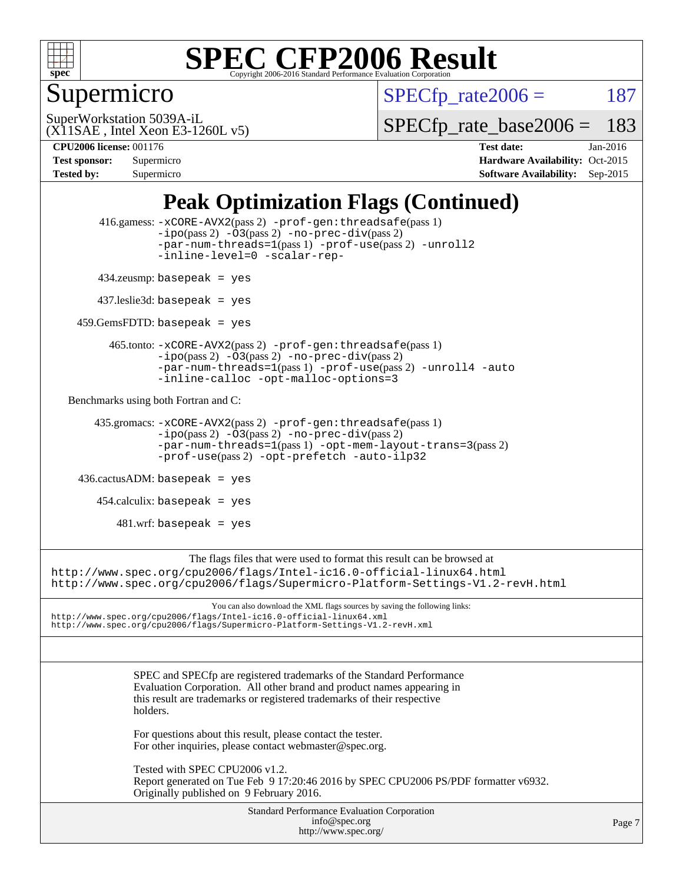# Peak Optimization Flags (Continued)

416.gamess: -xCORE-AVX2(pass 2) -prof-gen:threadsafe(pass 1) -ipo(pass 2) -O3(pass 2) -no-prec-div(pass 2) -par-num-threads=1(pass 1) -prof-use(pass 2) -unroll2 -inline-level=0 -scalar-rep-

434.zeusmp: basepeak = yes

437.leslie3d: basepeak = yes

459.GemsFDTD: basepeak = yes

465.tonto: -xCORE-AVX2(pass 2) -prof-gen:threadsafe(pass 1) -ipo(pass 2) -O3(pass 2) -no-prec-div(pass 2) -par-num-threads=1(pass 1) -prof-use(pass 2) -unroll4 -auto -inline-calloc -opt-malloc-options=3

Benchmarks using both Fortran and C:

435.gromacs: -xCORE-AVX2(pass 2) -prof-gen:threadsafe(pass 1) -ipo(pass 2) -O3(pass 2) -no-prec-div(pass 2) -par-num-threads=1(pass 1) -opt-mem-layout-trans=3(pass 2) -prof-use(pass 2) -opt-prefetch -auto-ilp32

436.cactusADM: basepeak = yes

454.calculix: basepeak = yes

481.wrf: basepeak = yes

The flags files that were used to format this result can be browsed at
http://www.spec.org/cpu2006/flags/Intel-ic16.0-official-linux64.html
http://www.spec.org/cpu2006/flags/Supermicro-Platform-Settings-V1.2-revH.html

You can also download the XML flags sources by saving the following links:
http://www.spec.org/cpu2006/flags/Intel-ic16.0-official-linux64.xml
http://www.spec.org/cpu2006/flags/Supermicro-Platform-Settings-V1.2-revH.xml

SPEC and SPECfp are registered trademarks of the Standard Performance Evaluation Corporation. All other brand and product names appearing in this result are trademarks or registered trademarks of their respective holders.

For questions about this result, please contact the tester.
For other inquiries, please contact webmaster@spec.org.

Tested with SPEC CPU2006 v1.2.
Report generated on Tue Feb 9 17:20:46 2016 by SPEC CPU2006 PS/PDF formatter v6932.
Originally published on 9 February 2016.